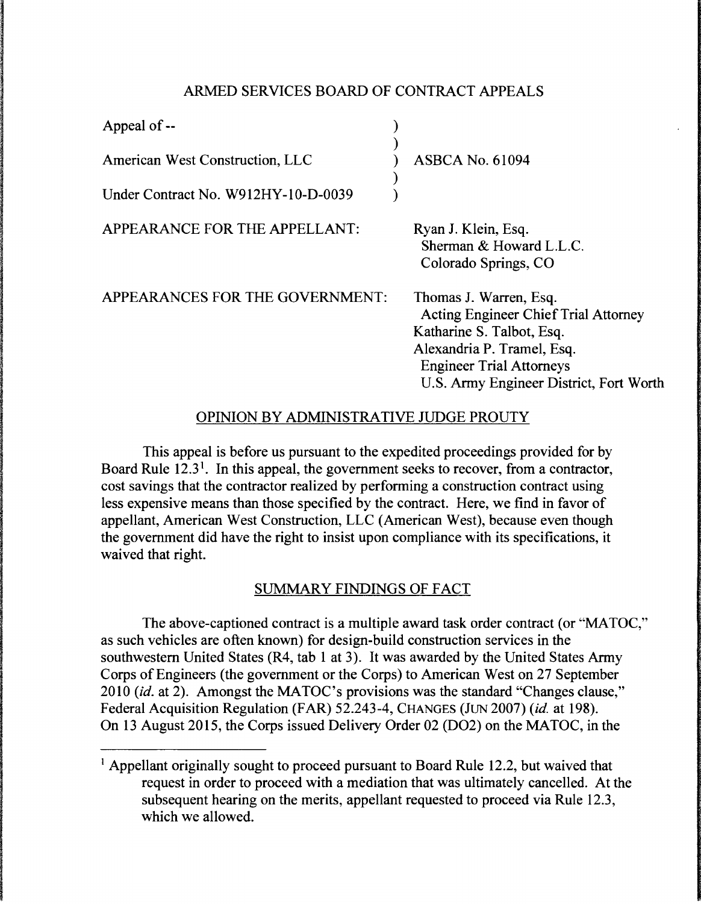ARMED SERVICES BOARD OF CONTRACT APPEALS

| | | |
|---|---|---|
| Appeal of -- | ) | |
| | ) | |
| American West Construction, LLC | ) | ASBCA No. 61094 |
| | ) | |
| Under Contract No. W912HY-10-D-0039 | ) | |

APPEARANCE FOR THE APPELLANT: Ryan J. Klein, Esq.
Sherman & Howard L.L.C.
Colorado Springs, CO

APPEARANCES FOR THE GOVERNMENT: Thomas J. Warren, Esq.
Acting Engineer Chief Trial Attorney
Katharine S. Talbot, Esq.
Alexandria P. Tramel, Esq.
Engineer Trial Attorneys
U.S. Army Engineer District, Fort Worth

OPINION BY ADMINISTRATIVE JUDGE PROUTY

This appeal is before us pursuant to the expedited proceedings provided for by Board Rule 12.3[1]. In this appeal, the government seeks to recover, from a contractor, cost savings that the contractor realized by performing a construction contract using less expensive means than those specified by the contract. Here, we find in favor of appellant, American West Construction, LLC (American West), because even though the government did have the right to insist upon compliance with its specifications, it waived that right.

SUMMARY FINDINGS OF FACT

The above-captioned contract is a multiple award task order contract (or "MATOC," as such vehicles are often known) for design-build construction services in the southwestern United States (R4, tab 1 at 3). It was awarded by the United States Army Corps of Engineers (the government or the Corps) to American West on 27 September 2010 (*id.* at 2). Amongst the MATOC's provisions was the standard "Changes clause," Federal Acquisition Regulation (FAR) 52.243-4, CHANGES (JUN 2007) (*id.* at 198). On 13 August 2015, the Corps issued Delivery Order 02 (DO2) on the MATOC, in the

[1] Appellant originally sought to proceed pursuant to Board Rule 12.2, but waived that request in order to proceed with a mediation that was ultimately cancelled. At the subsequent hearing on the merits, appellant requested to proceed via Rule 12.3, which we allowed.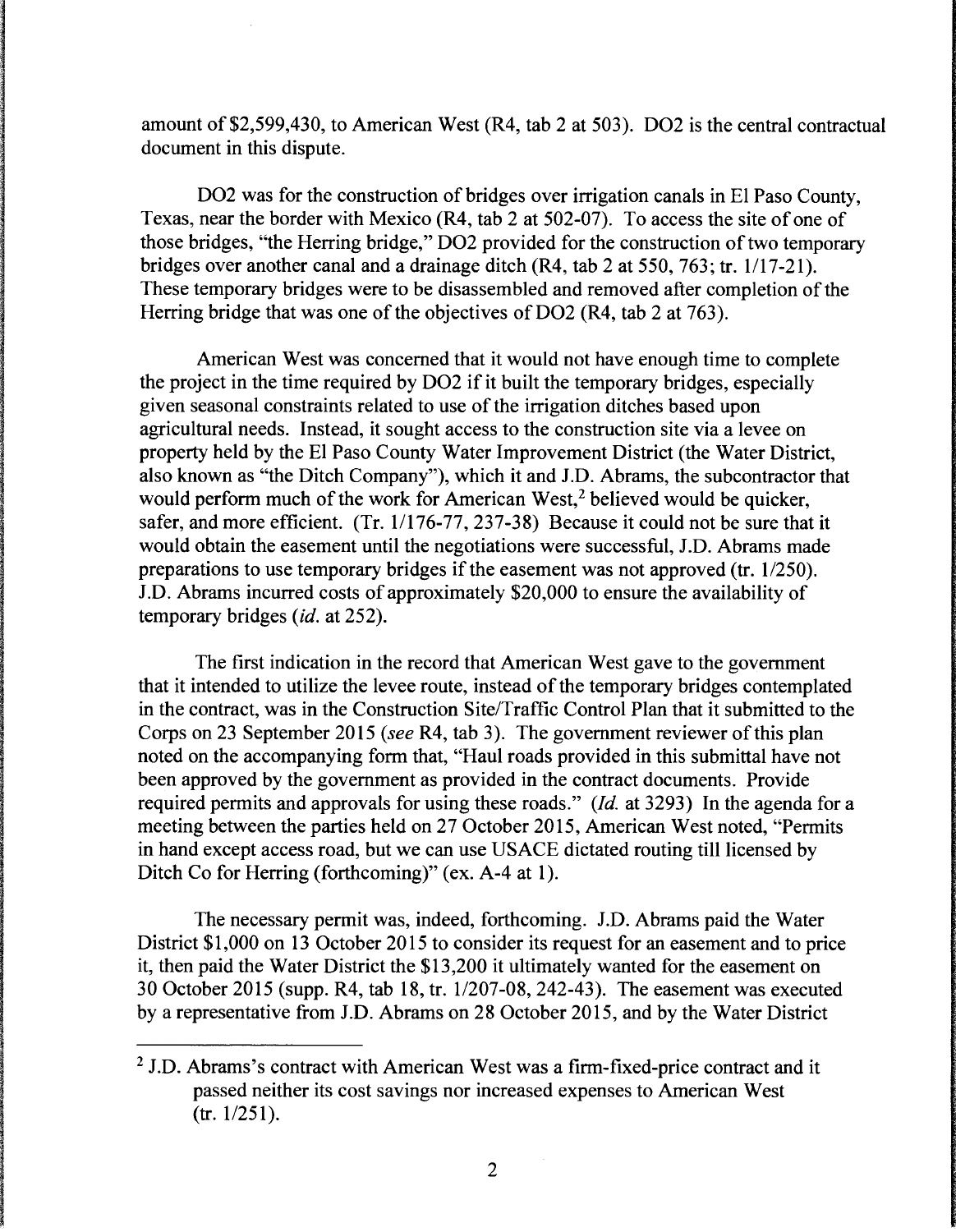amount of $2,599,430, to American West (R4, tab 2 at 503). DO2 is the central contractual document in this dispute.

DO2 was for the construction of bridges over irrigation canals in El Paso County, Texas, near the border with Mexico (R4, tab 2 at 502-07). To access the site of one of those bridges, "the Herring bridge," DO2 provided for the construction of two temporary bridges over another canal and a drainage ditch (R4, tab 2 at 550, 763; tr. 1/17-21). These temporary bridges were to be disassembled and removed after completion of the Herring bridge that was one of the objectives of DO2 (R4, tab 2 at 763).

American West was concerned that it would not have enough time to complete the project in the time required by DO2 if it built the temporary bridges, especially given seasonal constraints related to use of the irrigation ditches based upon agricultural needs. Instead, it sought access to the construction site via a levee on property held by the El Paso County Water Improvement District (the Water District, also known as "the Ditch Company"), which it and J.D. Abrams, the subcontractor that would perform much of the work for American West,[2] believed would be quicker, safer, and more efficient. (Tr. 1/176-77, 237-38) Because it could not be sure that it would obtain the easement until the negotiations were successful, J.D. Abrams made preparations to use temporary bridges if the easement was not approved (tr. 1/250). J.D. Abrams incurred costs of approximately $20,000 to ensure the availability of temporary bridges (*id.* at 252).

The first indication in the record that American West gave to the government that it intended to utilize the levee route, instead of the temporary bridges contemplated in the contract, was in the Construction Site/Traffic Control Plan that it submitted to the Corps on 23 September 2015 (*see* R4, tab 3). The government reviewer of this plan noted on the accompanying form that, "Haul roads provided in this submittal have not been approved by the government as provided in the contract documents. Provide required permits and approvals for using these roads." (*Id.* at 3293) In the agenda for a meeting between the parties held on 27 October 2015, American West noted, "Permits in hand except access road, but we can use USACE dictated routing till licensed by Ditch Co for Herring (forthcoming)" (ex. A-4 at 1).

The necessary permit was, indeed, forthcoming. J.D. Abrams paid the Water District $1,000 on 13 October 2015 to consider its request for an easement and to price it, then paid the Water District the $13,200 it ultimately wanted for the easement on 30 October 2015 (supp. R4, tab 18, tr. 1/207-08, 242-43). The easement was executed by a representative from J.D. Abrams on 28 October 2015, and by the Water District

---

[2] J.D. Abrams's contract with American West was a firm-fixed-price contract and it passed neither its cost savings nor increased expenses to American West (tr. 1/251).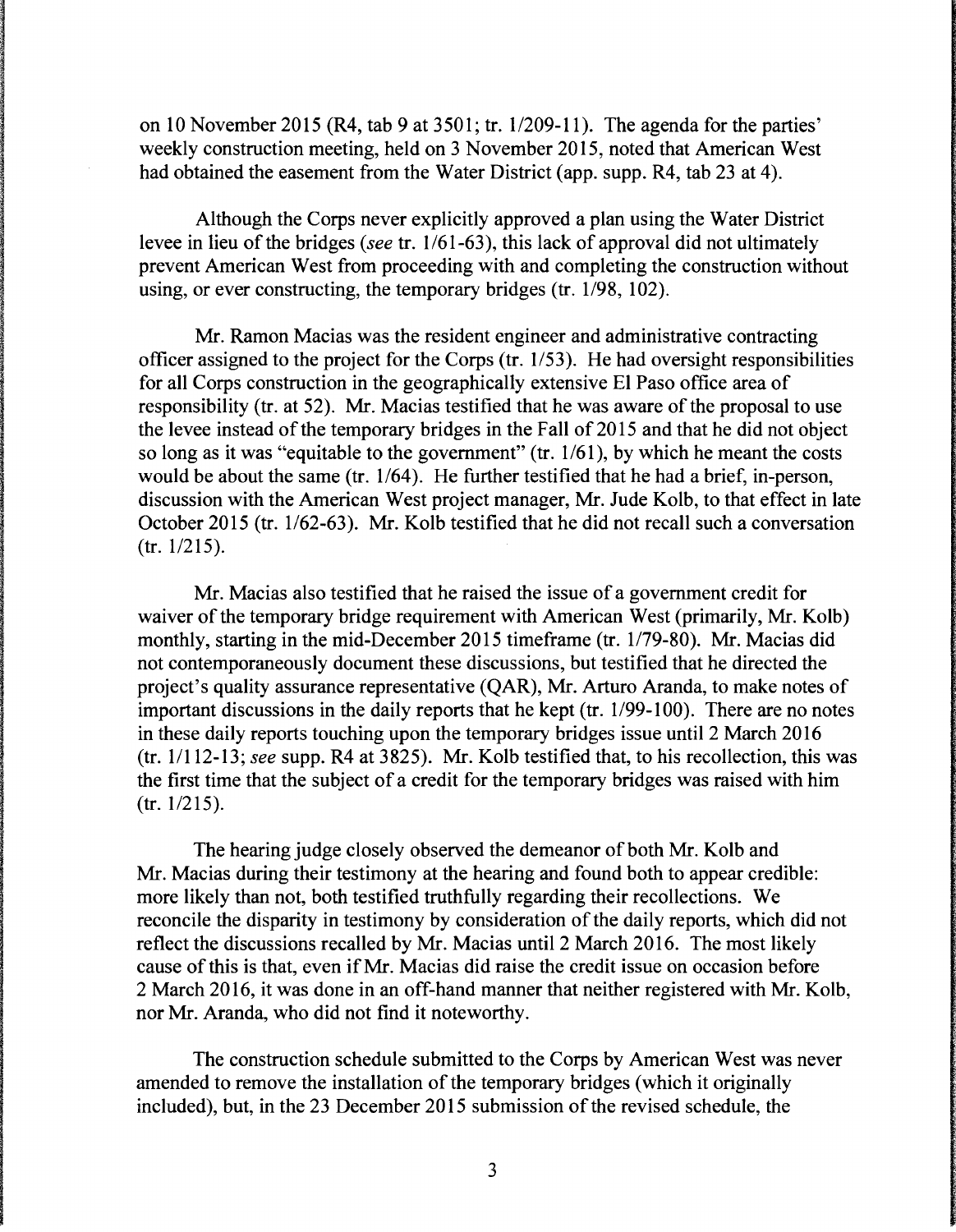on 10 November 2015 (R4, tab 9 at 3501; tr. 1/209-11). The agenda for the parties' weekly construction meeting, held on 3 November 2015, noted that American West had obtained the easement from the Water District (app. supp. R4, tab 23 at 4).

Although the Corps never explicitly approved a plan using the Water District levee in lieu of the bridges (*see* tr. 1/61-63), this lack of approval did not ultimately prevent American West from proceeding with and completing the construction without using, or ever constructing, the temporary bridges (tr. 1/98, 102).

Mr. Ramon Macias was the resident engineer and administrative contracting officer assigned to the project for the Corps (tr. 1/53). He had oversight responsibilities for all Corps construction in the geographically extensive El Paso office area of responsibility (tr. at 52). Mr. Macias testified that he was aware of the proposal to use the levee instead of the temporary bridges in the Fall of 2015 and that he did not object so long as it was "equitable to the government" (tr. 1/61), by which he meant the costs would be about the same (tr. 1/64). He further testified that he had a brief, in-person, discussion with the American West project manager, Mr. Jude Kolb, to that effect in late October 2015 (tr. 1/62-63). Mr. Kolb testified that he did not recall such a conversation (tr. 1/215).

Mr. Macias also testified that he raised the issue of a government credit for waiver of the temporary bridge requirement with American West (primarily, Mr. Kolb) monthly, starting in the mid-December 2015 timeframe (tr. 1/79-80). Mr. Macias did not contemporaneously document these discussions, but testified that he directed the project's quality assurance representative (QAR), Mr. Arturo Aranda, to make notes of important discussions in the daily reports that he kept (tr. 1/99-100). There are no notes in these daily reports touching upon the temporary bridges issue until 2 March 2016 (tr. 1/112-13; *see* supp. R4 at 3825). Mr. Kolb testified that, to his recollection, this was the first time that the subject of a credit for the temporary bridges was raised with him (tr. 1/215).

The hearing judge closely observed the demeanor of both Mr. Kolb and Mr. Macias during their testimony at the hearing and found both to appear credible: more likely than not, both testified truthfully regarding their recollections. We reconcile the disparity in testimony by consideration of the daily reports, which did not reflect the discussions recalled by Mr. Macias until 2 March 2016. The most likely cause of this is that, even if Mr. Macias did raise the credit issue on occasion before 2 March 2016, it was done in an off-hand manner that neither registered with Mr. Kolb, nor Mr. Aranda, who did not find it noteworthy.

The construction schedule submitted to the Corps by American West was never amended to remove the installation of the temporary bridges (which it originally included), but, in the 23 December 2015 submission of the revised schedule, the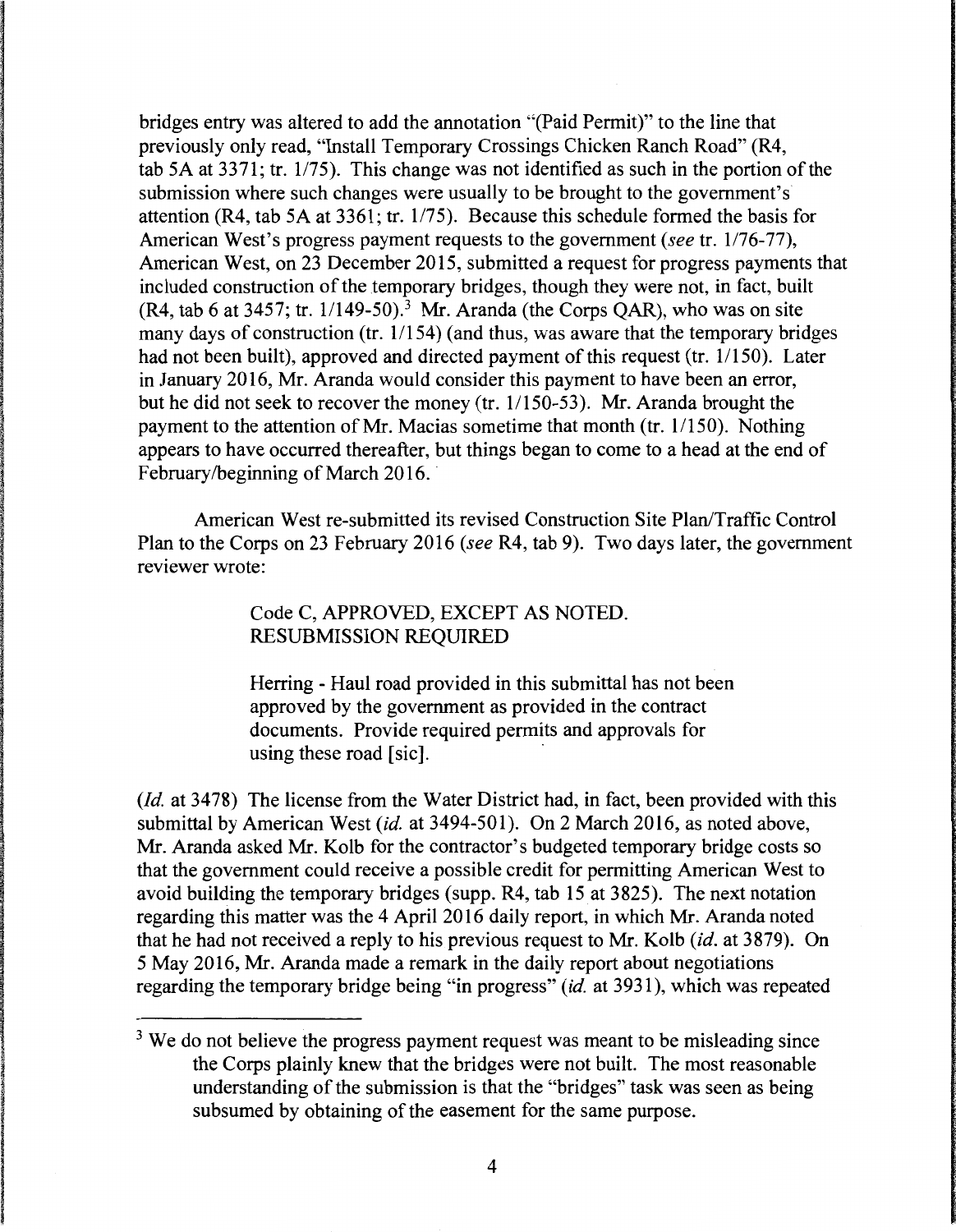bridges entry was altered to add the annotation "(Paid Permit)" to the line that previously only read, "Install Temporary Crossings Chicken Ranch Road" (R4, tab 5A at 3371; tr. 1/75). This change was not identified as such in the portion of the submission where such changes were usually to be brought to the government's attention (R4, tab 5A at 3361; tr. 1/75). Because this schedule formed the basis for American West's progress payment requests to the government (*see* tr. 1/76-77), American West, on 23 December 2015, submitted a request for progress payments that included construction of the temporary bridges, though they were not, in fact, built (R4, tab 6 at 3457; tr. 1/149-50).[3] Mr. Aranda (the Corps QAR), who was on site many days of construction (tr. 1/154) (and thus, was aware that the temporary bridges had not been built), approved and directed payment of this request (tr. 1/150). Later in January 2016, Mr. Aranda would consider this payment to have been an error, but he did not seek to recover the money (tr. 1/150-53). Mr. Aranda brought the payment to the attention of Mr. Macias sometime that month (tr. 1/150). Nothing appears to have occurred thereafter, but things began to come to a head at the end of February/beginning of March 2016.

American West re-submitted its revised Construction Site Plan/Traffic Control Plan to the Corps on 23 February 2016 (*see* R4, tab 9). Two days later, the government reviewer wrote:

> Code C, APPROVED, EXCEPT AS NOTED.
> RESUBMISSION REQUIRED
>
> Herring - Haul road provided in this submittal has not been approved by the government as provided in the contract documents. Provide required permits and approvals for using these road [sic].

(*Id.* at 3478) The license from the Water District had, in fact, been provided with this submittal by American West (*id.* at 3494-501). On 2 March 2016, as noted above, Mr. Aranda asked Mr. Kolb for the contractor's budgeted temporary bridge costs so that the government could receive a possible credit for permitting American West to avoid building the temporary bridges (supp. R4, tab 15 at 3825). The next notation regarding this matter was the 4 April 2016 daily report, in which Mr. Aranda noted that he had not received a reply to his previous request to Mr. Kolb (*id.* at 3879). On 5 May 2016, Mr. Aranda made a remark in the daily report about negotiations regarding the temporary bridge being "in progress" (*id.* at 3931), which was repeated

[3] We do not believe the progress payment request was meant to be misleading since the Corps plainly knew that the bridges were not built. The most reasonable understanding of the submission is that the "bridges" task was seen as being subsumed by obtaining of the easement for the same purpose.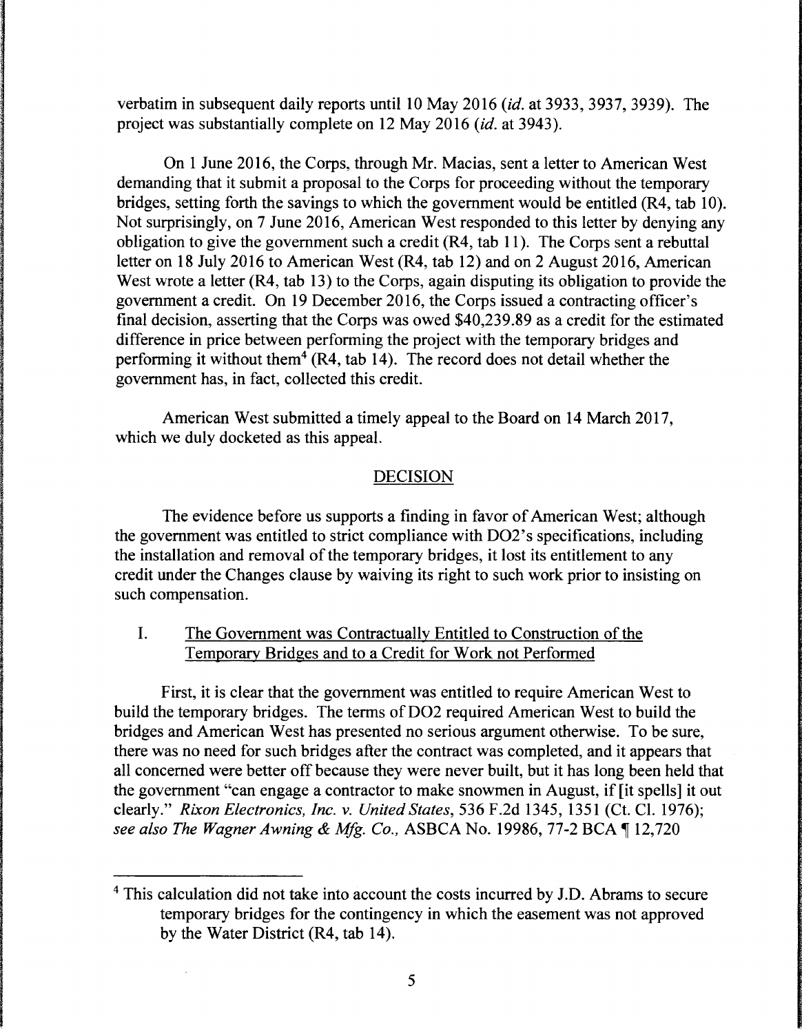verbatim in subsequent daily reports until 10 May 2016 (*id.* at 3933, 3937, 3939). The project was substantially complete on 12 May 2016 (*id.* at 3943).

On 1 June 2016, the Corps, through Mr. Macias, sent a letter to American West demanding that it submit a proposal to the Corps for proceeding without the temporary bridges, setting forth the savings to which the government would be entitled (R4, tab 10). Not surprisingly, on 7 June 2016, American West responded to this letter by denying any obligation to give the government such a credit (R4, tab 11). The Corps sent a rebuttal letter on 18 July 2016 to American West (R4, tab 12) and on 2 August 2016, American West wrote a letter (R4, tab 13) to the Corps, again disputing its obligation to provide the government a credit. On 19 December 2016, the Corps issued a contracting officer's final decision, asserting that the Corps was owed $40,239.89 as a credit for the estimated difference in price between performing the project with the temporary bridges and performing it without them[4] (R4, tab 14). The record does not detail whether the government has, in fact, collected this credit.

American West submitted a timely appeal to the Board on 14 March 2017, which we duly docketed as this appeal.

## DECISION

The evidence before us supports a finding in favor of American West; although the government was entitled to strict compliance with DO2's specifications, including the installation and removal of the temporary bridges, it lost its entitlement to any credit under the Changes clause by waiving its right to such work prior to insisting on such compensation.

### I. The Government was Contractually Entitled to Construction of the Temporary Bridges and to a Credit for Work not Performed

First, it is clear that the government was entitled to require American West to build the temporary bridges. The terms of DO2 required American West to build the bridges and American West has presented no serious argument otherwise. To be sure, there was no need for such bridges after the contract was completed, and it appears that all concerned were better off because they were never built, but it has long been held that the government "can engage a contractor to make snowmen in August, if [it spells] it out clearly." *Rixon Electronics, Inc. v. United States*, 536 F.2d 1345, 1351 (Ct. Cl. 1976); *see also The Wagner Awning & Mfg. Co.*, ASBCA No. 19986, 77-2 BCA ¶ 12,720

---

[4] This calculation did not take into account the costs incurred by J.D. Abrams to secure temporary bridges for the contingency in which the easement was not approved by the Water District (R4, tab 14).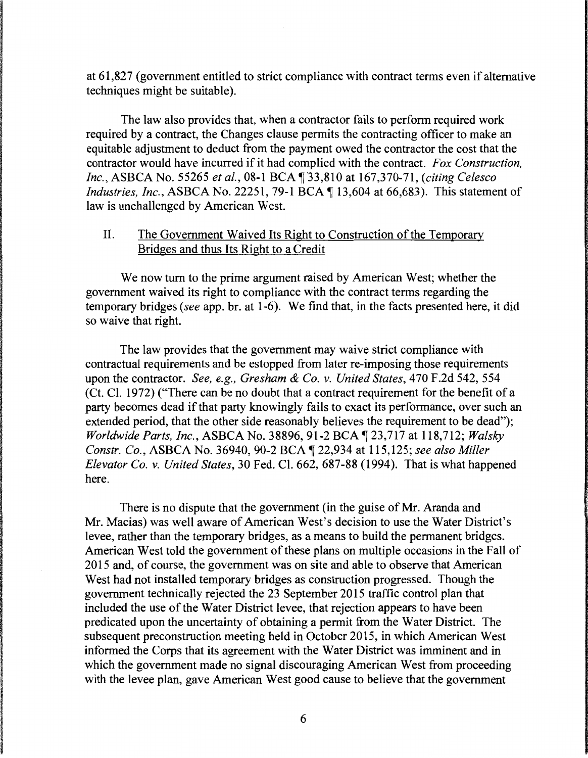at 61,827 (government entitled to strict compliance with contract terms even if alternative techniques might be suitable).

The law also provides that, when a contractor fails to perform required work required by a contract, the Changes clause permits the contracting officer to make an equitable adjustment to deduct from the payment owed the contractor the cost that the contractor would have incurred if it had complied with the contract. *Fox Construction, Inc.*, ASBCA No. 55265 *et al.*, 08-1 BCA ¶ 33,810 at 167,370-71, (*citing Celesco Industries, Inc.*, ASBCA No. 22251, 79-1 BCA ¶ 13,604 at 66,683). This statement of law is unchallenged by American West.

## II. The Government Waived Its Right to Construction of the Temporary Bridges and thus Its Right to a Credit

We now turn to the prime argument raised by American West; whether the government waived its right to compliance with the contract terms regarding the temporary bridges (*see* app. br. at 1-6). We find that, in the facts presented here, it did so waive that right.

The law provides that the government may waive strict compliance with contractual requirements and be estopped from later re-imposing those requirements upon the contractor. *See, e.g., Gresham & Co. v. United States*, 470 F.2d 542, 554 (Ct. Cl. 1972) ("There can be no doubt that a contract requirement for the benefit of a party becomes dead if that party knowingly fails to exact its performance, over such an extended period, that the other side reasonably believes the requirement to be dead"); *Worldwide Parts, Inc.*, ASBCA No. 38896, 91-2 BCA ¶ 23,717 at 118,712; *Walsky Constr. Co.*, ASBCA No. 36940, 90-2 BCA ¶ 22,934 at 115,125; *see also Miller Elevator Co. v. United States*, 30 Fed. Cl. 662, 687-88 (1994). That is what happened here.

There is no dispute that the government (in the guise of Mr. Aranda and Mr. Macias) was well aware of American West's decision to use the Water District's levee, rather than the temporary bridges, as a means to build the permanent bridges. American West told the government of these plans on multiple occasions in the Fall of 2015 and, of course, the government was on site and able to observe that American West had not installed temporary bridges as construction progressed. Though the government technically rejected the 23 September 2015 traffic control plan that included the use of the Water District levee, that rejection appears to have been predicated upon the uncertainty of obtaining a permit from the Water District. The subsequent preconstruction meeting held in October 2015, in which American West informed the Corps that its agreement with the Water District was imminent and in which the government made no signal discouraging American West from proceeding with the levee plan, gave American West good cause to believe that the government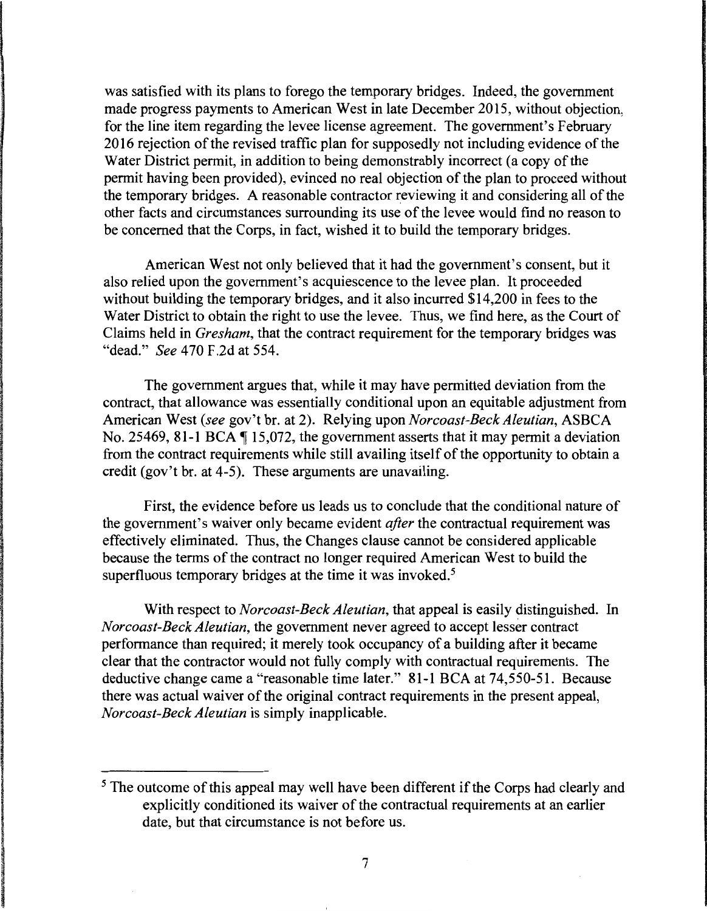was satisfied with its plans to forego the temporary bridges. Indeed, the government made progress payments to American West in late December 2015, without objection, for the line item regarding the levee license agreement. The government's February 2016 rejection of the revised traffic plan for supposedly not including evidence of the Water District permit, in addition to being demonstrably incorrect (a copy of the permit having been provided), evinced no real objection of the plan to proceed without the temporary bridges. A reasonable contractor reviewing it and considering all of the other facts and circumstances surrounding its use of the levee would find no reason to be concerned that the Corps, in fact, wished it to build the temporary bridges.

American West not only believed that it had the government's consent, but it also relied upon the government's acquiescence to the levee plan. It proceeded without building the temporary bridges, and it also incurred $14,200 in fees to the Water District to obtain the right to use the levee. Thus, we find here, as the Court of Claims held in *Gresham*, that the contract requirement for the temporary bridges was "dead." *See* 470 F.2d at 554.

The government argues that, while it may have permitted deviation from the contract, that allowance was essentially conditional upon an equitable adjustment from American West (*see* gov't br. at 2). Relying upon *Norcoast-Beck Aleutian*, ASBCA No. 25469, 81-1 BCA ¶ 15,072, the government asserts that it may permit a deviation from the contract requirements while still availing itself of the opportunity to obtain a credit (gov't br. at 4-5). These arguments are unavailing.

First, the evidence before us leads us to conclude that the conditional nature of the government's waiver only became evident *after* the contractual requirement was effectively eliminated. Thus, the Changes clause cannot be considered applicable because the terms of the contract no longer required American West to build the superfluous temporary bridges at the time it was invoked.[5]

With respect to *Norcoast-Beck Aleutian*, that appeal is easily distinguished. In *Norcoast-Beck Aleutian*, the government never agreed to accept lesser contract performance than required; it merely took occupancy of a building after it became clear that the contractor would not fully comply with contractual requirements. The deductive change came a "reasonable time later." 81-1 BCA at 74,550-51. Because there was actual waiver of the original contract requirements in the present appeal, *Norcoast-Beck Aleutian* is simply inapplicable.

---

[5] The outcome of this appeal may well have been different if the Corps had clearly and explicitly conditioned its waiver of the contractual requirements at an earlier date, but that circumstance is not before us.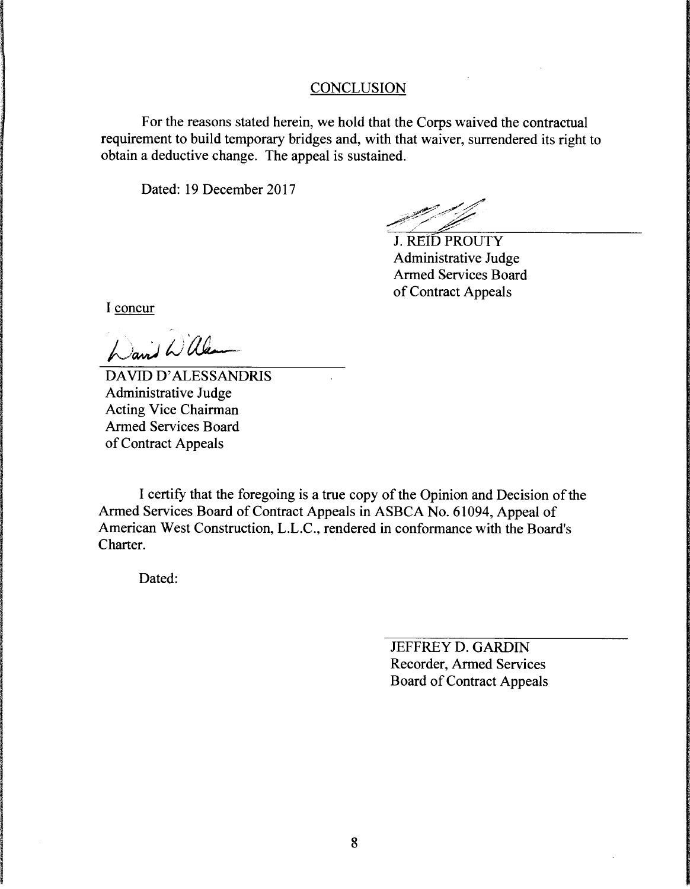## CONCLUSION

For the reasons stated herein, we hold that the Corps waived the contractual requirement to build temporary bridges and, with that waiver, surrendered its right to obtain a deductive change. The appeal is sustained.

Dated: 19 December 2017

J. REID PROUTY
Administrative Judge
Armed Services Board
of Contract Appeals

I concur

DAVID D'ALESSANDRIS
Administrative Judge
Acting Vice Chairman
Armed Services Board
of Contract Appeals

I certify that the foregoing is a true copy of the Opinion and Decision of the Armed Services Board of Contract Appeals in ASBCA No. 61094, Appeal of American West Construction, L.L.C., rendered in conformance with the Board's Charter.

Dated:

JEFFREY D. GARDIN
Recorder, Armed Services
Board of Contract Appeals